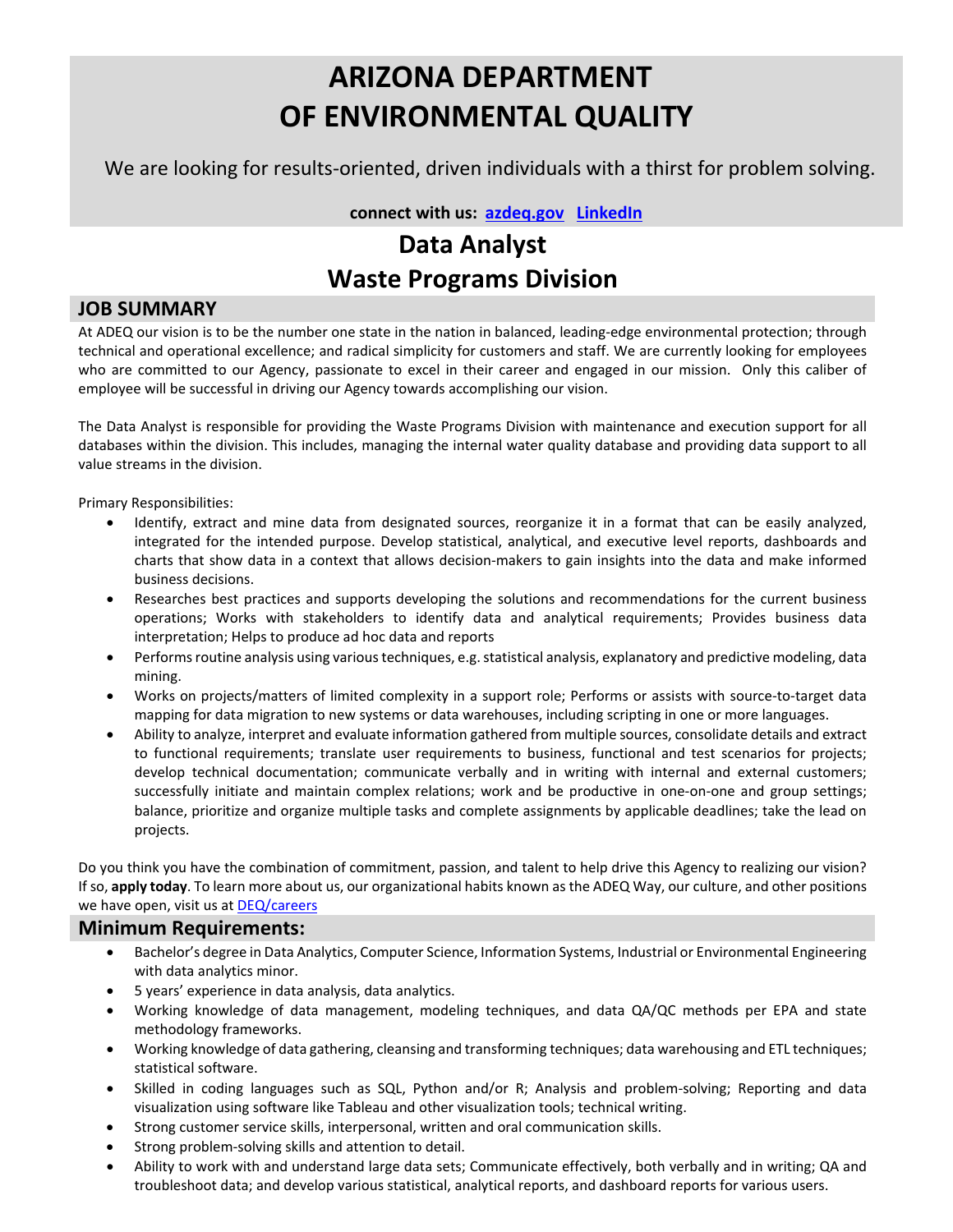# ARIZONA DEPARTMENT OF ENVIRONMENTAL QUALITY

We are looking for results-oriented, driven individuals with a thirst for problem solving.

**connect with us: [azdeq.gov](azdeq.gov) [LinkedIn](LinkedIn)**

## Data Analyst
## Waste Programs Division

### JOB SUMMARY

At ADEQ our vision is to be the number one state in the nation in balanced, leading-edge environmental protection; through technical and operational excellence; and radical simplicity for customers and staff. We are currently looking for employees who are committed to our Agency, passionate to excel in their career and engaged in our mission. Only this caliber of employee will be successful in driving our Agency towards accomplishing our vision.

The Data Analyst is responsible for providing the Waste Programs Division with maintenance and execution support for all databases within the division. This includes, managing the internal water quality database and providing data support to all value streams in the division.

Primary Responsibilities:

- Identify, extract and mine data from designated sources, reorganize it in a format that can be easily analyzed, integrated for the intended purpose. Develop statistical, analytical, and executive level reports, dashboards and charts that show data in a context that allows decision-makers to gain insights into the data and make informed business decisions.
- Researches best practices and supports developing the solutions and recommendations for the current business operations; Works with stakeholders to identify data and analytical requirements; Provides business data interpretation; Helps to produce ad hoc data and reports
- Performs routine analysis using various techniques, e.g. statistical analysis, explanatory and predictive modeling, data mining.
- Works on projects/matters of limited complexity in a support role; Performs or assists with source-to-target data mapping for data migration to new systems or data warehouses, including scripting in one or more languages.
- Ability to analyze, interpret and evaluate information gathered from multiple sources, consolidate details and extract to functional requirements; translate user requirements to business, functional and test scenarios for projects; develop technical documentation; communicate verbally and in writing with internal and external customers; successfully initiate and maintain complex relations; work and be productive in one-on-one and group settings; balance, prioritize and organize multiple tasks and complete assignments by applicable deadlines; take the lead on projects.

Do you think you have the combination of commitment, passion, and talent to help drive this Agency to realizing our vision? If so, **apply today**. To learn more about us, our organizational habits known as the ADEQ Way, our culture, and other positions we have open, visit us at [DEQ/careers](DEQ/careers)

### Minimum Requirements:

- Bachelor's degree in Data Analytics, Computer Science, Information Systems, Industrial or Environmental Engineering with data analytics minor.
- 5 years' experience in data analysis, data analytics.
- Working knowledge of data management, modeling techniques, and data QA/QC methods per EPA and state methodology frameworks.
- Working knowledge of data gathering, cleansing and transforming techniques; data warehousing and ETL techniques; statistical software.
- Skilled in coding languages such as SQL, Python and/or R; Analysis and problem-solving; Reporting and data visualization using software like Tableau and other visualization tools; technical writing.
- Strong customer service skills, interpersonal, written and oral communication skills.
- Strong problem-solving skills and attention to detail.
- Ability to work with and understand large data sets; Communicate effectively, both verbally and in writing; QA and troubleshoot data; and develop various statistical, analytical reports, and dashboard reports for various users.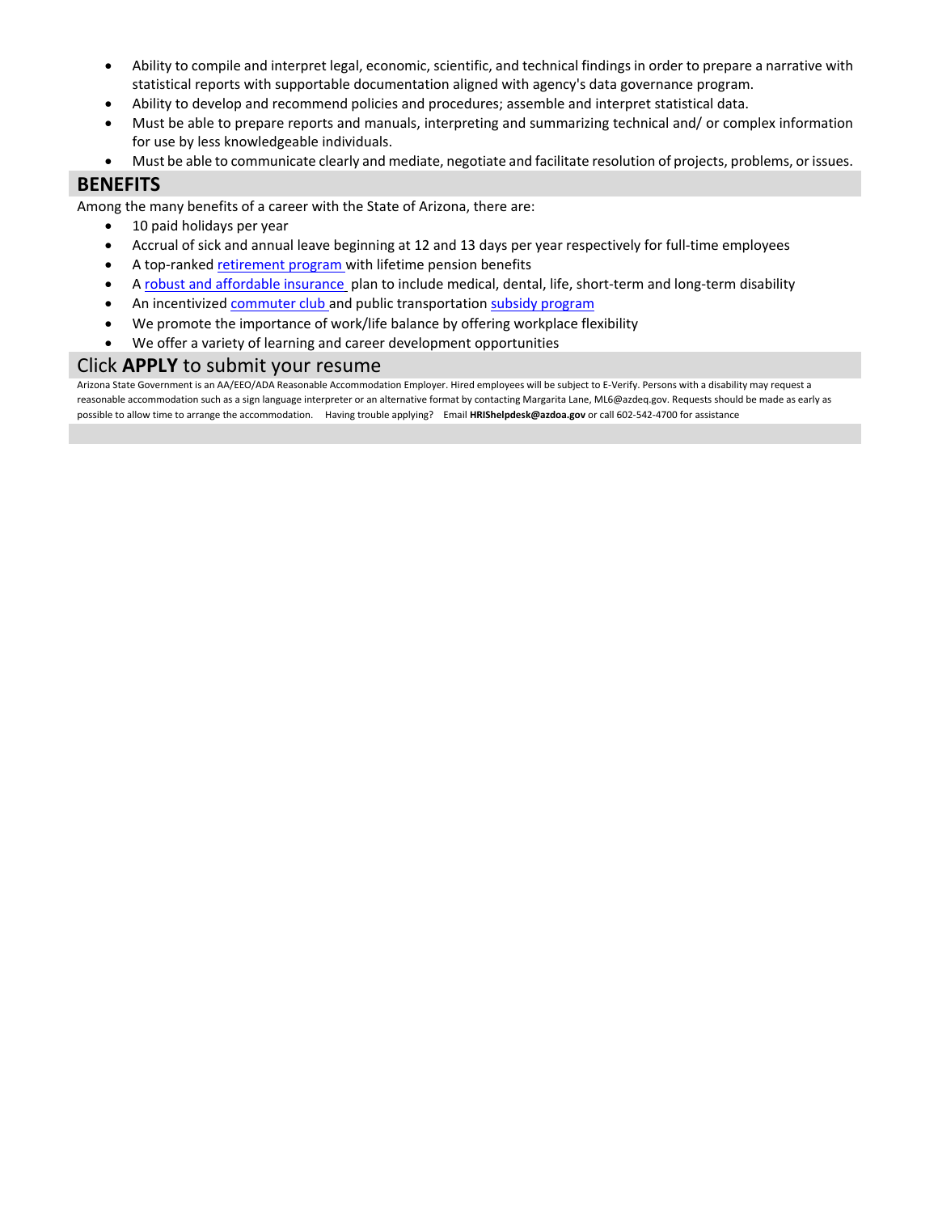- Ability to compile and interpret legal, economic, scientific, and technical findings in order to prepare a narrative with statistical reports with supportable documentation aligned with agency's data governance program.
- Ability to develop and recommend policies and procedures; assemble and interpret statistical data.
- Must be able to prepare reports and manuals, interpreting and summarizing technical and/ or complex information for use by less knowledgeable individuals.
- Must be able to communicate clearly and mediate, negotiate and facilitate resolution of projects, problems, or issues.

## BENEFITS

Among the many benefits of a career with the State of Arizona, there are:

- 10 paid holidays per year
- Accrual of sick and annual leave beginning at 12 and 13 days per year respectively for full-time employees
- A top-ranked retirement program with lifetime pension benefits
- A robust and affordable insurance plan to include medical, dental, life, short-term and long-term disability
- An incentivized commuter club and public transportation subsidy program
- We promote the importance of work/life balance by offering workplace flexibility
- We offer a variety of learning and career development opportunities

## Click **APPLY** to submit your resume

Arizona State Government is an AA/EEO/ADA Reasonable Accommodation Employer. Hired employees will be subject to E-Verify. Persons with a disability may request a reasonable accommodation such as a sign language interpreter or an alternative format by contacting Margarita Lane, ML6@azdeq.gov. Requests should be made as early as possible to allow time to arrange the accommodation. Having trouble applying? Email **HRIShelpdesk@azdoa.gov** or call 602-542-4700 for assistance